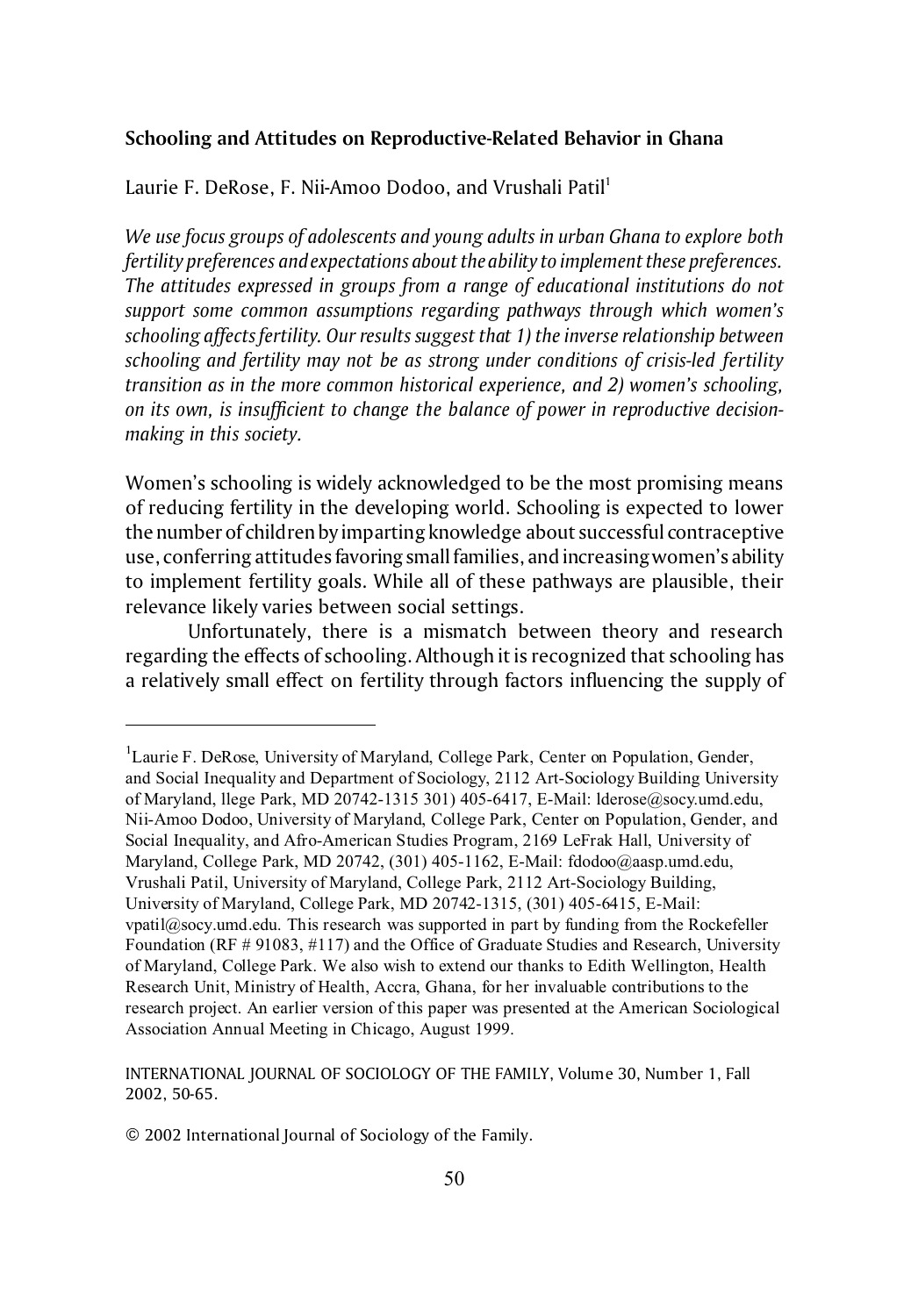## Schooling and Attitudes on Reproductive-Related Behavior in Ghana

Laurie F. DeRose, F. Nii-Amoo Dodoo, and Vrushali Patil[1]

*We use focus groups of adolescents and young adults in urban Ghana to explore both fertility preferences and expectations about the ability to implement these preferences. The attitudes expressed in groups from a range of educational institutions do not support some common assumptions regarding pathways through which women's schooling affects fertility. Our results suggest that 1) the inverse relationship between schooling and fertility may not be as strong under conditions of crisis-led fertility transition as in the more common historical experience, and 2) women's schooling, on its own, is insufficient to change the balance of power in reproductive decision-making in this society.*

Women's schooling is widely acknowledged to be the most promising means of reducing fertility in the developing world. Schooling is expected to lower the number of children by imparting knowledge about successful contraceptive use, conferring attitudes favoring small families, and increasing women's ability to implement fertility goals. While all of these pathways are plausible, their relevance likely varies between social settings.

Unfortunately, there is a mismatch between theory and research regarding the effects of schooling. Although it is recognized that schooling has a relatively small effect on fertility through factors influencing the supply of

---

[1] Laurie F. DeRose, University of Maryland, College Park, Center on Population, Gender, and Social Inequality and Department of Sociology, 2112 Art-Sociology Building University of Maryland, llege Park, MD 20742-1315 301) 405-6417, E-Mail: lderose@socy.umd.edu, Nii-Amoo Dodoo, University of Maryland, College Park, Center on Population, Gender, and Social Inequality, and Afro-American Studies Program, 2169 LeFrak Hall, University of Maryland, College Park, MD 20742, (301) 405-1162, E-Mail: fdodoo@aasp.umd.edu, Vrushali Patil, University of Maryland, College Park, 2112 Art-Sociology Building, University of Maryland, College Park, MD 20742-1315, (301) 405-6415, E-Mail: vpatil@socy.umd.edu. This research was supported in part by funding from the Rockefeller Foundation (RF # 91083, #117) and the Office of Graduate Studies and Research, University of Maryland, College Park. We also wish to extend our thanks to Edith Wellington, Health Research Unit, Ministry of Health, Accra, Ghana, for her invaluable contributions to the research project. An earlier version of this paper was presented at the American Sociological Association Annual Meeting in Chicago, August 1999.

INTERNATIONAL JOURNAL OF SOCIOLOGY OF THE FAMILY, Volume 30, Number 1, Fall 2002, 50-65.

© 2002 International Journal of Sociology of the Family.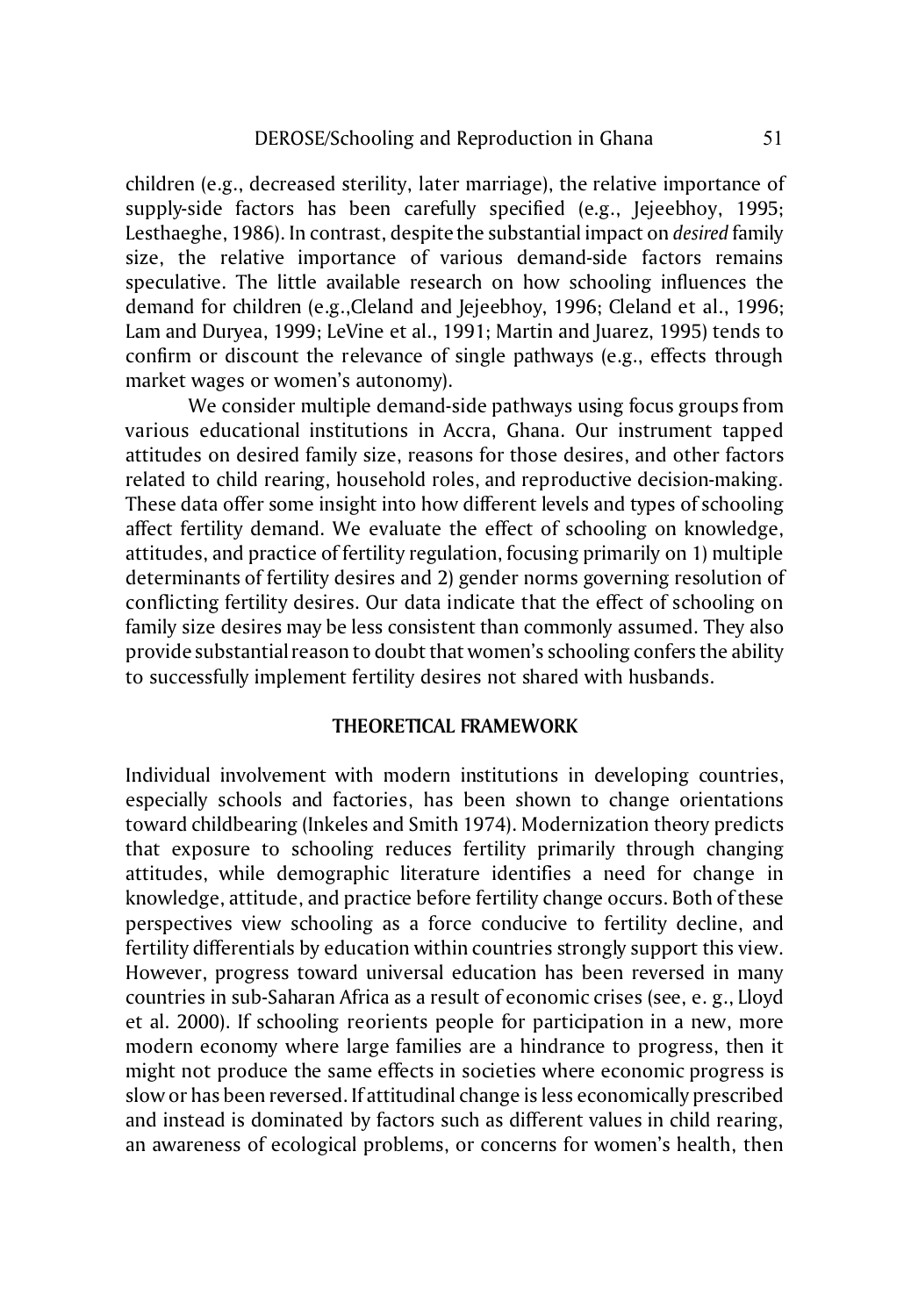children (e.g., decreased sterility, later marriage), the relative importance of supply-side factors has been carefully specified (e.g., Jejeebhoy, 1995; Lesthaeghe, 1986). In contrast, despite the substantial impact on *desired* family size, the relative importance of various demand-side factors remains speculative. The little available research on how schooling influences the demand for children (e.g.,Cleland and Jejeebhoy, 1996; Cleland et al., 1996; Lam and Duryea, 1999; LeVine et al., 1991; Martin and Juarez, 1995) tends to confirm or discount the relevance of single pathways (e.g., effects through market wages or women's autonomy).

We consider multiple demand-side pathways using focus groups from various educational institutions in Accra, Ghana. Our instrument tapped attitudes on desired family size, reasons for those desires, and other factors related to child rearing, household roles, and reproductive decision-making. These data offer some insight into how different levels and types of schooling affect fertility demand. We evaluate the effect of schooling on knowledge, attitudes, and practice of fertility regulation, focusing primarily on 1) multiple determinants of fertility desires and 2) gender norms governing resolution of conflicting fertility desires. Our data indicate that the effect of schooling on family size desires may be less consistent than commonly assumed. They also provide substantial reason to doubt that women's schooling confers the ability to successfully implement fertility desires not shared with husbands.

## THEORETICAL FRAMEWORK

Individual involvement with modern institutions in developing countries, especially schools and factories, has been shown to change orientations toward childbearing (Inkeles and Smith 1974). Modernization theory predicts that exposure to schooling reduces fertility primarily through changing attitudes, while demographic literature identifies a need for change in knowledge, attitude, and practice before fertility change occurs. Both of these perspectives view schooling as a force conducive to fertility decline, and fertility differentials by education within countries strongly support this view. However, progress toward universal education has been reversed in many countries in sub-Saharan Africa as a result of economic crises (see, e. g., Lloyd et al. 2000). If schooling reorients people for participation in a new, more modern economy where large families are a hindrance to progress, then it might not produce the same effects in societies where economic progress is slow or has been reversed. If attitudinal change is less economically prescribed and instead is dominated by factors such as different values in child rearing, an awareness of ecological problems, or concerns for women's health, then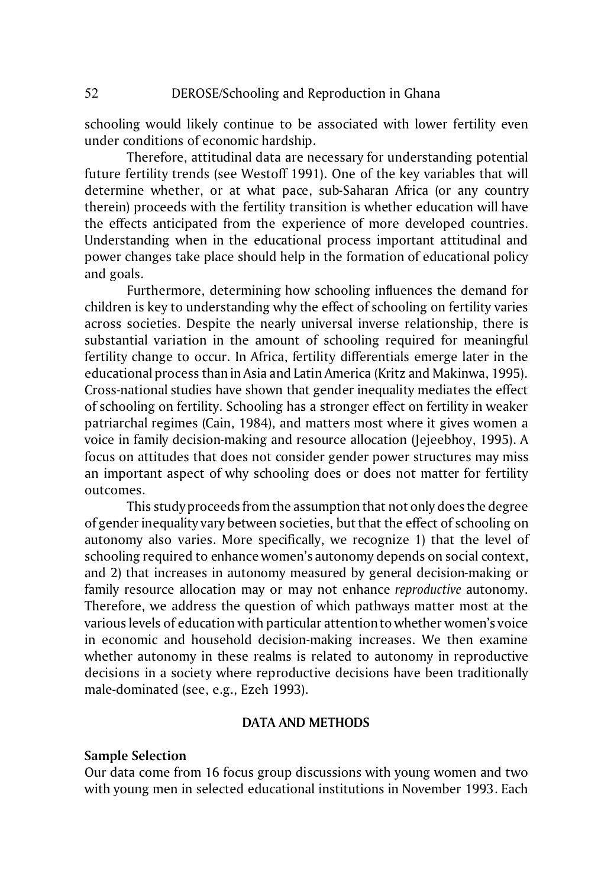schooling would likely continue to be associated with lower fertility even under conditions of economic hardship.

Therefore, attitudinal data are necessary for understanding potential future fertility trends (see Westoff 1991). One of the key variables that will determine whether, or at what pace, sub-Saharan Africa (or any country therein) proceeds with the fertility transition is whether education will have the effects anticipated from the experience of more developed countries. Understanding when in the educational process important attitudinal and power changes take place should help in the formation of educational policy and goals.

Furthermore, determining how schooling influences the demand for children is key to understanding why the effect of schooling on fertility varies across societies. Despite the nearly universal inverse relationship, there is substantial variation in the amount of schooling required for meaningful fertility change to occur. In Africa, fertility differentials emerge later in the educational process than in Asia and Latin America (Kritz and Makinwa, 1995). Cross-national studies have shown that gender inequality mediates the effect of schooling on fertility. Schooling has a stronger effect on fertility in weaker patriarchal regimes (Cain, 1984), and matters most where it gives women a voice in family decision-making and resource allocation (Jejeebhoy, 1995). A focus on attitudes that does not consider gender power structures may miss an important aspect of why schooling does or does not matter for fertility outcomes.

This study proceeds from the assumption that not only does the degree of gender inequality vary between societies, but that the effect of schooling on autonomy also varies. More specifically, we recognize 1) that the level of schooling required to enhance women's autonomy depends on social context, and 2) that increases in autonomy measured by general decision-making or family resource allocation may or may not enhance *reproductive* autonomy. Therefore, we address the question of which pathways matter most at the various levels of education with particular attention to whether women's voice in economic and household decision-making increases. We then examine whether autonomy in these realms is related to autonomy in reproductive decisions in a society where reproductive decisions have been traditionally male-dominated (see, e.g., Ezeh 1993).

## DATA AND METHODS

### Sample Selection

Our data come from 16 focus group discussions with young women and two with young men in selected educational institutions in November 1993. Each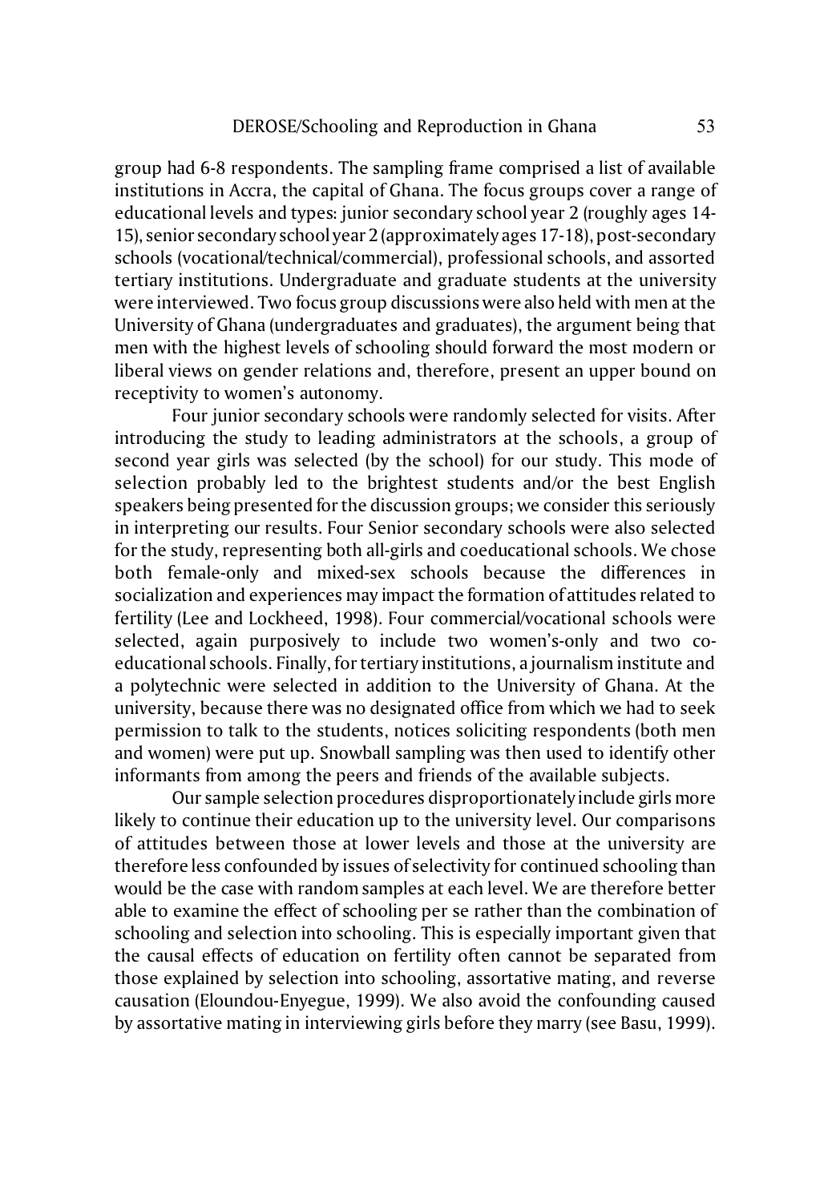group had 6-8 respondents. The sampling frame comprised a list of available institutions in Accra, the capital of Ghana. The focus groups cover a range of educational levels and types: junior secondary school year 2 (roughly ages 14-15), senior secondary school year 2 (approximately ages 17-18), post-secondary schools (vocational/technical/commercial), professional schools, and assorted tertiary institutions. Undergraduate and graduate students at the university were interviewed. Two focus group discussions were also held with men at the University of Ghana (undergraduates and graduates), the argument being that men with the highest levels of schooling should forward the most modern or liberal views on gender relations and, therefore, present an upper bound on receptivity to women's autonomy.

Four junior secondary schools were randomly selected for visits. After introducing the study to leading administrators at the schools, a group of second year girls was selected (by the school) for our study. This mode of selection probably led to the brightest students and/or the best English speakers being presented for the discussion groups; we consider this seriously in interpreting our results. Four Senior secondary schools were also selected for the study, representing both all-girls and coeducational schools. We chose both female-only and mixed-sex schools because the differences in socialization and experiences may impact the formation of attitudes related to fertility (Lee and Lockheed, 1998). Four commercial/vocational schools were selected, again purposively to include two women's-only and two co-educational schools. Finally, for tertiary institutions, a journalism institute and a polytechnic were selected in addition to the University of Ghana. At the university, because there was no designated office from which we had to seek permission to talk to the students, notices soliciting respondents (both men and women) were put up. Snowball sampling was then used to identify other informants from among the peers and friends of the available subjects.

Our sample selection procedures disproportionately include girls more likely to continue their education up to the university level. Our comparisons of attitudes between those at lower levels and those at the university are therefore less confounded by issues of selectivity for continued schooling than would be the case with random samples at each level. We are therefore better able to examine the effect of schooling per se rather than the combination of schooling and selection into schooling. This is especially important given that the causal effects of education on fertility often cannot be separated from those explained by selection into schooling, assortative mating, and reverse causation (Eloundou-Enyegue, 1999). We also avoid the confounding caused by assortative mating in interviewing girls before they marry (see Basu, 1999).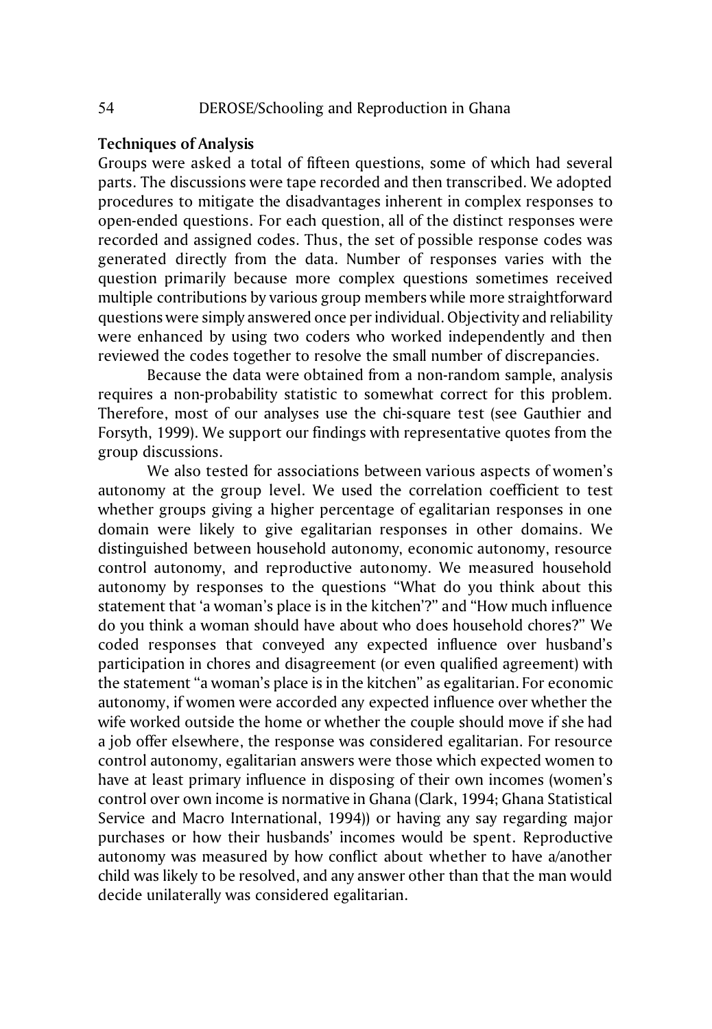### Techniques of Analysis

Groups were asked a total of fifteen questions, some of which had several parts. The discussions were tape recorded and then transcribed. We adopted procedures to mitigate the disadvantages inherent in complex responses to open-ended questions. For each question, all of the distinct responses were recorded and assigned codes. Thus, the set of possible response codes was generated directly from the data. Number of responses varies with the question primarily because more complex questions sometimes received multiple contributions by various group members while more straightforward questions were simply answered once per individual. Objectivity and reliability were enhanced by using two coders who worked independently and then reviewed the codes together to resolve the small number of discrepancies.

Because the data were obtained from a non-random sample, analysis requires a non-probability statistic to somewhat correct for this problem. Therefore, most of our analyses use the chi-square test (see Gauthier and Forsyth, 1999). We support our findings with representative quotes from the group discussions.

We also tested for associations between various aspects of women's autonomy at the group level. We used the correlation coefficient to test whether groups giving a higher percentage of egalitarian responses in one domain were likely to give egalitarian responses in other domains. We distinguished between household autonomy, economic autonomy, resource control autonomy, and reproductive autonomy. We measured household autonomy by responses to the questions "What do you think about this statement that 'a woman's place is in the kitchen'?" and "How much influence do you think a woman should have about who does household chores?" We coded responses that conveyed any expected influence over husband's participation in chores and disagreement (or even qualified agreement) with the statement "a woman's place is in the kitchen" as egalitarian. For economic autonomy, if women were accorded any expected influence over whether the wife worked outside the home or whether the couple should move if she had a job offer elsewhere, the response was considered egalitarian. For resource control autonomy, egalitarian answers were those which expected women to have at least primary influence in disposing of their own incomes (women's control over own income is normative in Ghana (Clark, 1994; Ghana Statistical Service and Macro International, 1994)) or having any say regarding major purchases or how their husbands' incomes would be spent. Reproductive autonomy was measured by how conflict about whether to have a/another child was likely to be resolved, and any answer other than that the man would decide unilaterally was considered egalitarian.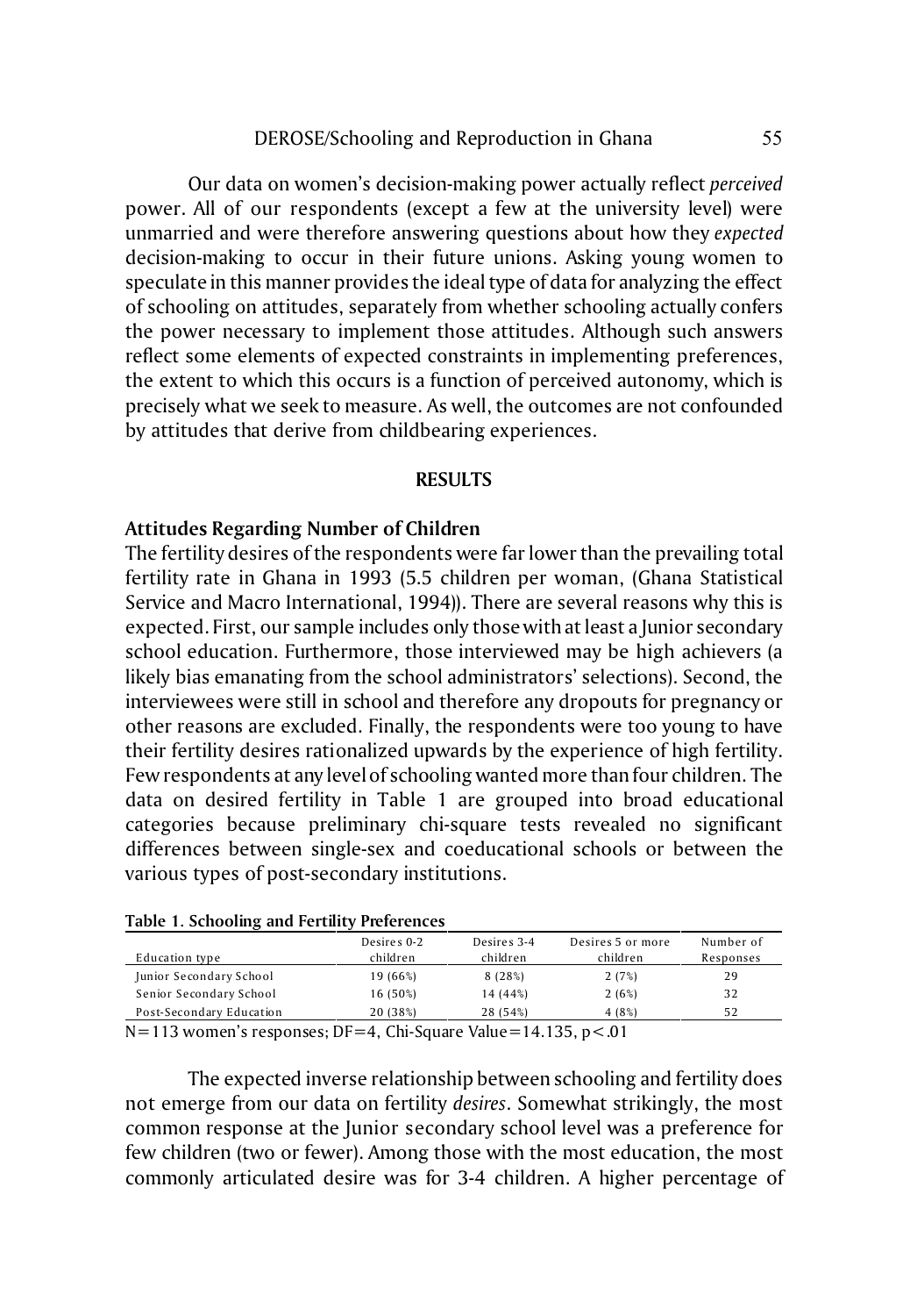Our data on women's decision-making power actually reflect *perceived* power. All of our respondents (except a few at the university level) were unmarried and were therefore answering questions about how they *expected* decision-making to occur in their future unions. Asking young women to speculate in this manner provides the ideal type of data for analyzing the effect of schooling on attitudes, separately from whether schooling actually confers the power necessary to implement those attitudes. Although such answers reflect some elements of expected constraints in implementing preferences, the extent to which this occurs is a function of perceived autonomy, which is precisely what we seek to measure. As well, the outcomes are not confounded by attitudes that derive from childbearing experiences.

## RESULTS

### Attitudes Regarding Number of Children

The fertility desires of the respondents were far lower than the prevailing total fertility rate in Ghana in 1993 (5.5 children per woman, (Ghana Statistical Service and Macro International, 1994)). There are several reasons why this is expected. First, our sample includes only those with at least a Junior secondary school education. Furthermore, those interviewed may be high achievers (a likely bias emanating from the school administrators' selections). Second, the interviewees were still in school and therefore any dropouts for pregnancy or other reasons are excluded. Finally, the respondents were too young to have their fertility desires rationalized upwards by the experience of high fertility. Few respondents at any level of schooling wanted more than four children. The data on desired fertility in Table 1 are grouped into broad educational categories because preliminary chi-square tests revealed no significant differences between single-sex and coeducational schools or between the various types of post-secondary institutions.

**Table 1. Schooling and Fertility Preferences**

| Education type | Desires 0-2 children | Desires 3-4 children | Desires 5 or more children | Number of Responses |
|---|---|---|---|---|
| Junior Secondary School | 19 (66%) | 8 (28%) | 2 (7%) | 29 |
| Senior Secondary School | 16 (50%) | 14 (44%) | 2 (6%) | 32 |
| Post-Secondary Education | 20 (38%) | 28 (54%) | 4 (8%) | 52 |

N=113 women's responses; DF=4, Chi-Square Value=14.135, $p<.01$

The expected inverse relationship between schooling and fertility does not emerge from our data on fertility *desires*. Somewhat strikingly, the most common response at the Junior secondary school level was a preference for few children (two or fewer). Among those with the most education, the most commonly articulated desire was for 3-4 children. A higher percentage of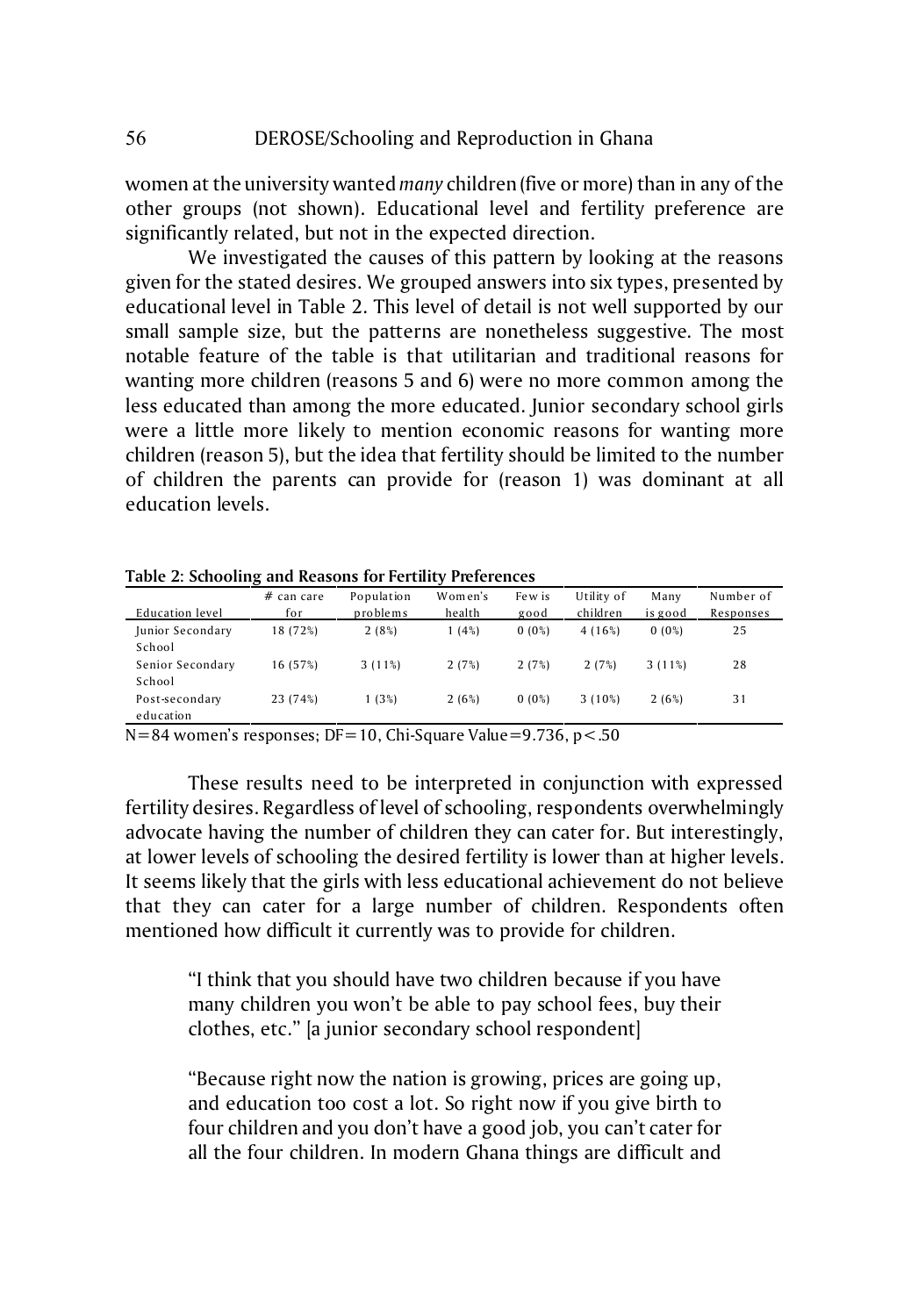women at the university wanted *many* children (five or more) than in any of the other groups (not shown). Educational level and fertility preference are significantly related, but not in the expected direction.

We investigated the causes of this pattern by looking at the reasons given for the stated desires. We grouped answers into six types, presented by educational level in Table 2. This level of detail is not well supported by our small sample size, but the patterns are nonetheless suggestive. The most notable feature of the table is that utilitarian and traditional reasons for wanting more children (reasons 5 and 6) were no more common among the less educated than among the more educated. Junior secondary school girls were a little more likely to mention economic reasons for wanting more children (reason 5), but the idea that fertility should be limited to the number of children the parents can provide for (reason 1) was dominant at all education levels.

**Table 2: Schooling and Reasons for Fertility Preferences**

| Education level | # can care for | Population problems | Women's health | Few is good | Utility of children | Many is good | Number of Responses |
|---|---|---|---|---|---|---|---|
| Junior Secondary School | 18 (72%) | 2 (8%) | 1 (4%) | 0 (0%) | 4 (16%) | 0 (0%) | 25 |
| Senior Secondary School | 16 (57%) | 3 (11%) | 2 (7%) | 2 (7%) | 2 (7%) | 3 (11%) | 28 |
| Post-secondary education | 23 (74%) | 1 (3%) | 2 (6%) | 0 (0%) | 3 (10%) | 2 (6%) | 31 |

N=84 women's responses; DF=10, Chi-Square Value=9.736, $p<.50$

These results need to be interpreted in conjunction with expressed fertility desires. Regardless of level of schooling, respondents overwhelmingly advocate having the number of children they can cater for. But interestingly, at lower levels of schooling the desired fertility is lower than at higher levels. It seems likely that the girls with less educational achievement do not believe that they can cater for a large number of children. Respondents often mentioned how difficult it currently was to provide for children.

> "I think that you should have two children because if you have many children you won't be able to pay school fees, buy their clothes, etc." [a junior secondary school respondent]

> "Because right now the nation is growing, prices are going up, and education too cost a lot. So right now if you give birth to four children and you don't have a good job, you can't cater for all the four children. In modern Ghana things are difficult and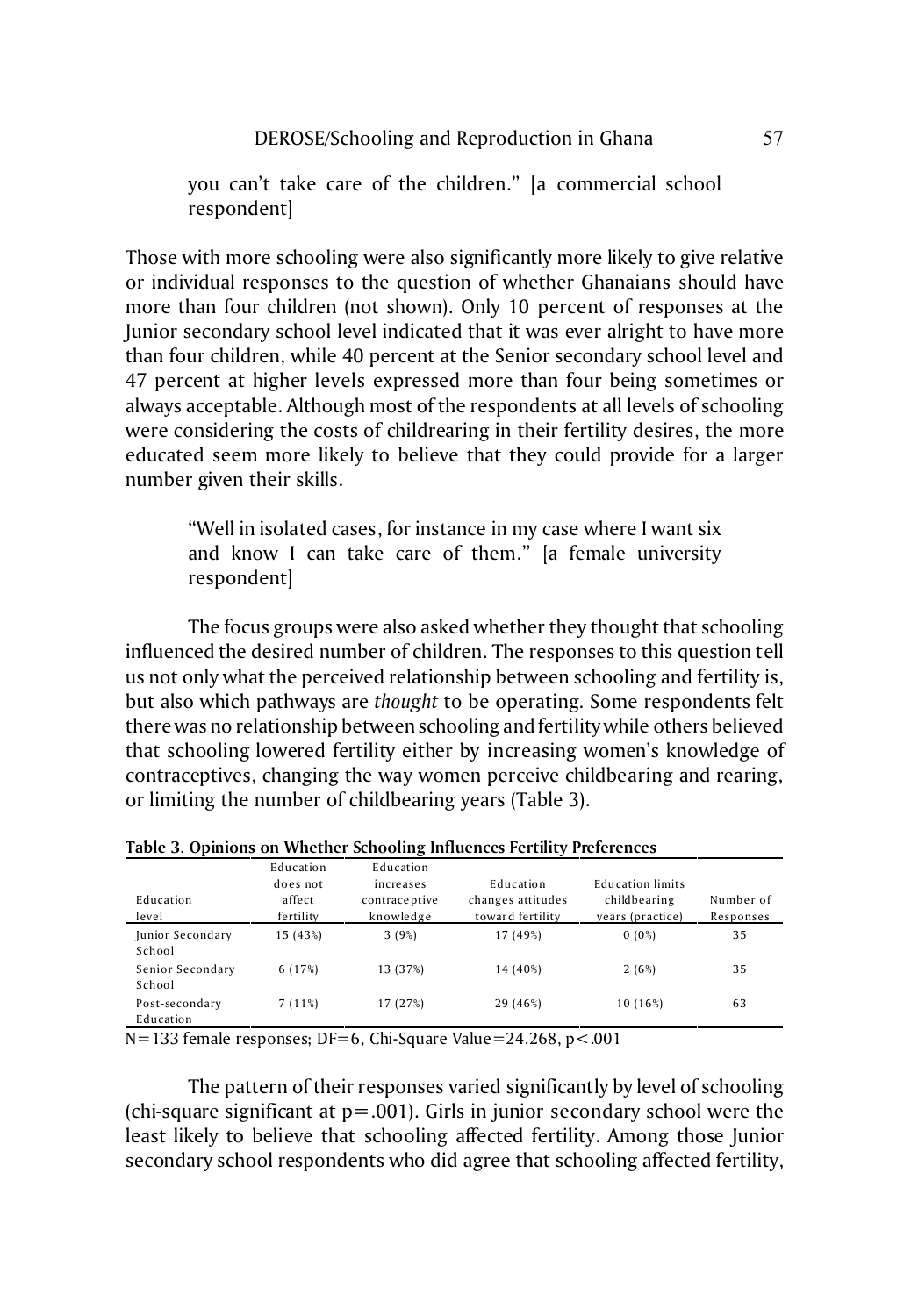> you can't take care of the children." [a commercial school respondent]

Those with more schooling were also significantly more likely to give relative or individual responses to the question of whether Ghanaians should have more than four children (not shown). Only 10 percent of responses at the Junior secondary school level indicated that it was ever alright to have more than four children, while 40 percent at the Senior secondary school level and 47 percent at higher levels expressed more than four being sometimes or always acceptable. Although most of the respondents at all levels of schooling were considering the costs of childrearing in their fertility desires, the more educated seem more likely to believe that they could provide for a larger number given their skills.

> "Well in isolated cases, for instance in my case where I want six and know I can take care of them." [a female university respondent]

The focus groups were also asked whether they thought that schooling influenced the desired number of children. The responses to this question tell us not only what the perceived relationship between schooling and fertility is, but also which pathways are *thought* to be operating. Some respondents felt there was no relationship between schooling and fertility while others believed that schooling lowered fertility either by increasing women's knowledge of contraceptives, changing the way women perceive childbearing and rearing, or limiting the number of childbearing years (Table 3).

**Table 3. Opinions on Whether Schooling Influences Fertility Preferences**

| Education level | Education does not affect fertility | Education increases contraceptive knowledge | Education changes attitudes toward fertility | Education limits childbearing years (practice) | Number of Responses |
|---|---|---|---|---|---|
| Junior Secondary School | 15 (43%) | 3 (9%) | 17 (49%) | 0 (0%) | 35 |
| Senior Secondary School | 6 (17%) | 13 (37%) | 14 (40%) | 2 (6%) | 35 |
| Post-secondary Education | 7 (11%) | 17 (27%) | 29 (46%) | 10 (16%) | 63 |

N=133 female responses; DF=6, Chi-Square Value=24.268, $p<.001$

The pattern of their responses varied significantly by level of schooling (chi-square significant at $p=.001$). Girls in junior secondary school were the least likely to believe that schooling affected fertility. Among those Junior secondary school respondents who did agree that schooling affected fertility,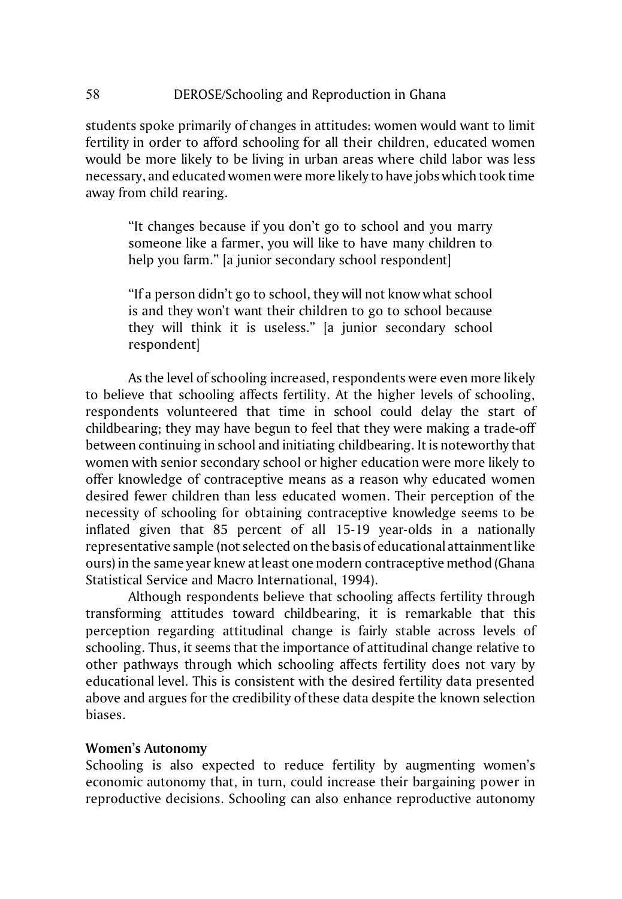students spoke primarily of changes in attitudes: women would want to limit fertility in order to afford schooling for all their children, educated women would be more likely to be living in urban areas where child labor was less necessary, and educated women were more likely to have jobs which took time away from child rearing.

> "It changes because if you don't go to school and you marry someone like a farmer, you will like to have many children to help you farm." [a junior secondary school respondent]

> "If a person didn't go to school, they will not know what school is and they won't want their children to go to school because they will think it is useless." [a junior secondary school respondent]

As the level of schooling increased, respondents were even more likely to believe that schooling affects fertility. At the higher levels of schooling, respondents volunteered that time in school could delay the start of childbearing; they may have begun to feel that they were making a trade-off between continuing in school and initiating childbearing. It is noteworthy that women with senior secondary school or higher education were more likely to offer knowledge of contraceptive means as a reason why educated women desired fewer children than less educated women. Their perception of the necessity of schooling for obtaining contraceptive knowledge seems to be inflated given that 85 percent of all 15-19 year-olds in a nationally representative sample (not selected on the basis of educational attainment like ours) in the same year knew at least one modern contraceptive method (Ghana Statistical Service and Macro International, 1994).

Although respondents believe that schooling affects fertility through transforming attitudes toward childbearing, it is remarkable that this perception regarding attitudinal change is fairly stable across levels of schooling. Thus, it seems that the importance of attitudinal change relative to other pathways through which schooling affects fertility does not vary by educational level. This is consistent with the desired fertility data presented above and argues for the credibility of these data despite the known selection biases.

**Women's Autonomy**

Schooling is also expected to reduce fertility by augmenting women's economic autonomy that, in turn, could increase their bargaining power in reproductive decisions. Schooling can also enhance reproductive autonomy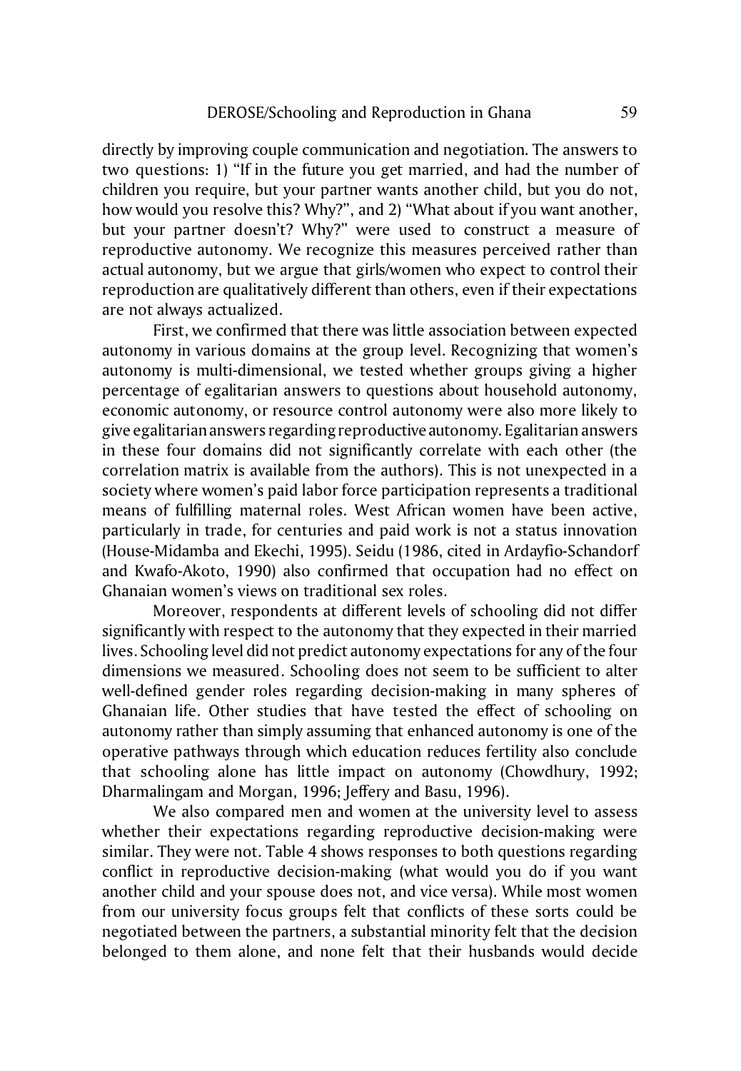directly by improving couple communication and negotiation. The answers to two questions: 1) "If in the future you get married, and had the number of children you require, but your partner wants another child, but you do not, how would you resolve this? Why?", and 2) "What about if you want another, but your partner doesn't? Why?" were used to construct a measure of reproductive autonomy. We recognize this measures perceived rather than actual autonomy, but we argue that girls/women who expect to control their reproduction are qualitatively different than others, even if their expectations are not always actualized.

First, we confirmed that there was little association between expected autonomy in various domains at the group level. Recognizing that women's autonomy is multi-dimensional, we tested whether groups giving a higher percentage of egalitarian answers to questions about household autonomy, economic autonomy, or resource control autonomy were also more likely to give egalitarian answers regarding reproductive autonomy. Egalitarian answers in these four domains did not significantly correlate with each other (the correlation matrix is available from the authors). This is not unexpected in a society where women's paid labor force participation represents a traditional means of fulfilling maternal roles. West African women have been active, particularly in trade, for centuries and paid work is not a status innovation (House-Midamba and Ekechi, 1995). Seidu (1986, cited in Ardayfio-Schandorf and Kwafo-Akoto, 1990) also confirmed that occupation had no effect on Ghanaian women's views on traditional sex roles.

Moreover, respondents at different levels of schooling did not differ significantly with respect to the autonomy that they expected in their married lives. Schooling level did not predict autonomy expectations for any of the four dimensions we measured. Schooling does not seem to be sufficient to alter well-defined gender roles regarding decision-making in many spheres of Ghanaian life. Other studies that have tested the effect of schooling on autonomy rather than simply assuming that enhanced autonomy is one of the operative pathways through which education reduces fertility also conclude that schooling alone has little impact on autonomy (Chowdhury, 1992; Dharmalingam and Morgan, 1996; Jeffery and Basu, 1996).

We also compared men and women at the university level to assess whether their expectations regarding reproductive decision-making were similar. They were not. Table 4 shows responses to both questions regarding conflict in reproductive decision-making (what would you do if you want another child and your spouse does not, and vice versa). While most women from our university focus groups felt that conflicts of these sorts could be negotiated between the partners, a substantial minority felt that the decision belonged to them alone, and none felt that their husbands would decide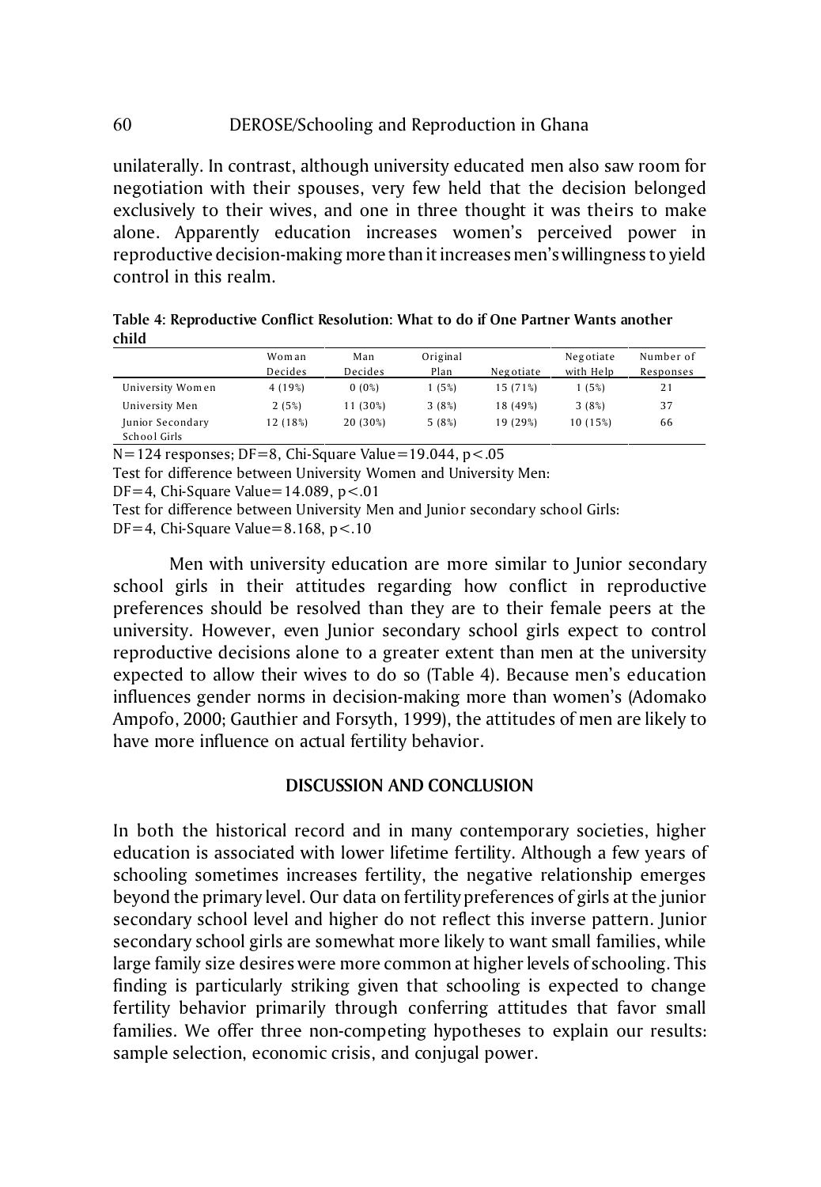unilaterally. In contrast, although university educated men also saw room for negotiation with their spouses, very few held that the decision belonged exclusively to their wives, and one in three thought it was theirs to make alone. Apparently education increases women's perceived power in reproductive decision-making more than it increases men's willingness to yield control in this realm.

**Table 4: Reproductive Conflict Resolution: What to do if One Partner Wants another child**

| | Woman Decides | Man Decides | Original Plan | Negotiate | Negotiate with Help | Number of Responses |
|---|---|---|---|---|---|---|
| University Women | 4 (19%) | 0 (0%) | 1 (5%) | 15 (71%) | 1 (5%) | 21 |
| University Men | 2 (5%) | 11 (30%) | 3 (8%) | 18 (49%) | 3 (8%) | 37 |
| Junior Secondary School Girls | 12 (18%) | 20 (30%) | 5 (8%) | 19 (29%) | 10 (15%) | 66 |

N=124 responses; DF=8, Chi-Square Value=19.044, $p<.05$

Test for difference between University Women and University Men:

DF=4, Chi-Square Value=14.089, $p<.01$

Test for difference between University Men and Junior secondary school Girls:

DF=4, Chi-Square Value=8.168, $p<.10$

Men with university education are more similar to Junior secondary school girls in their attitudes regarding how conflict in reproductive preferences should be resolved than they are to their female peers at the university. However, even Junior secondary school girls expect to control reproductive decisions alone to a greater extent than men at the university expected to allow their wives to do so (Table 4). Because men's education influences gender norms in decision-making more than women's (Adomako Ampofo, 2000; Gauthier and Forsyth, 1999), the attitudes of men are likely to have more influence on actual fertility behavior.

## DISCUSSION AND CONCLUSION

In both the historical record and in many contemporary societies, higher education is associated with lower lifetime fertility. Although a few years of schooling sometimes increases fertility, the negative relationship emerges beyond the primary level. Our data on fertility preferences of girls at the junior secondary school level and higher do not reflect this inverse pattern. Junior secondary school girls are somewhat more likely to want small families, while large family size desires were more common at higher levels of schooling. This finding is particularly striking given that schooling is expected to change fertility behavior primarily through conferring attitudes that favor small families. We offer three non-competing hypotheses to explain our results: sample selection, economic crisis, and conjugal power.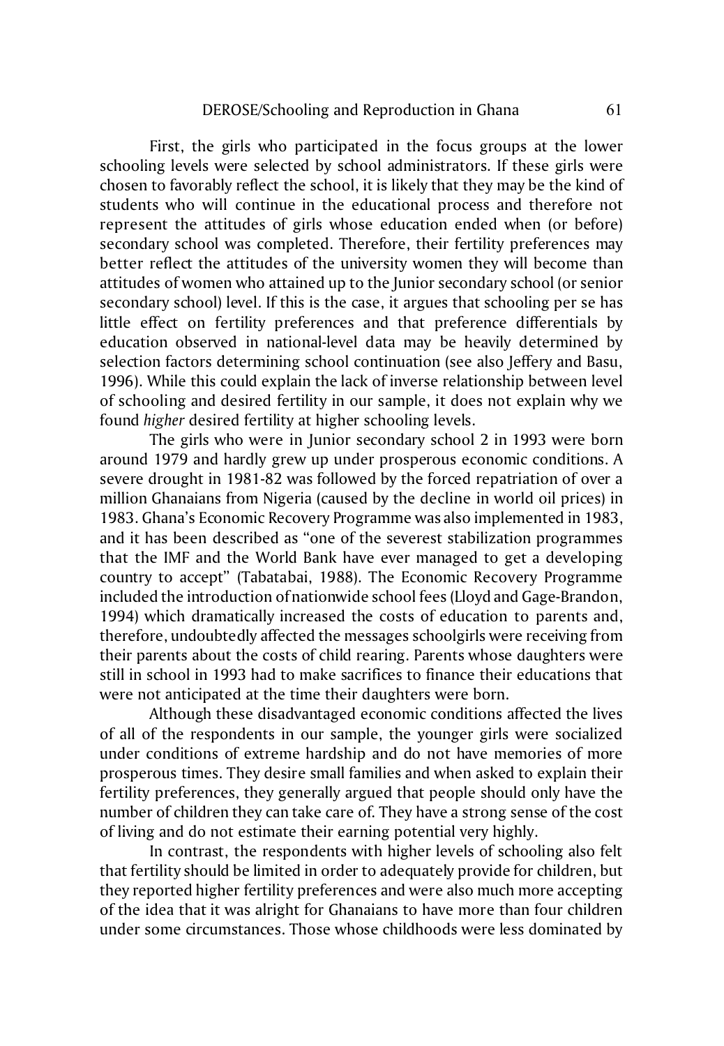First, the girls who participated in the focus groups at the lower schooling levels were selected by school administrators. If these girls were chosen to favorably reflect the school, it is likely that they may be the kind of students who will continue in the educational process and therefore not represent the attitudes of girls whose education ended when (or before) secondary school was completed. Therefore, their fertility preferences may better reflect the attitudes of the university women they will become than attitudes of women who attained up to the Junior secondary school (or senior secondary school) level. If this is the case, it argues that schooling per se has little effect on fertility preferences and that preference differentials by education observed in national-level data may be heavily determined by selection factors determining school continuation (see also Jeffery and Basu, 1996). While this could explain the lack of inverse relationship between level of schooling and desired fertility in our sample, it does not explain why we found *higher* desired fertility at higher schooling levels.

The girls who were in Junior secondary school 2 in 1993 were born around 1979 and hardly grew up under prosperous economic conditions. A severe drought in 1981-82 was followed by the forced repatriation of over a million Ghanaians from Nigeria (caused by the decline in world oil prices) in 1983. Ghana's Economic Recovery Programme was also implemented in 1983, and it has been described as "one of the severest stabilization programmes that the IMF and the World Bank have ever managed to get a developing country to accept" (Tabatabai, 1988). The Economic Recovery Programme included the introduction of nationwide school fees (Lloyd and Gage-Brandon, 1994) which dramatically increased the costs of education to parents and, therefore, undoubtedly affected the messages schoolgirls were receiving from their parents about the costs of child rearing. Parents whose daughters were still in school in 1993 had to make sacrifices to finance their educations that were not anticipated at the time their daughters were born.

Although these disadvantaged economic conditions affected the lives of all of the respondents in our sample, the younger girls were socialized under conditions of extreme hardship and do not have memories of more prosperous times. They desire small families and when asked to explain their fertility preferences, they generally argued that people should only have the number of children they can take care of. They have a strong sense of the cost of living and do not estimate their earning potential very highly.

In contrast, the respondents with higher levels of schooling also felt that fertility should be limited in order to adequately provide for children, but they reported higher fertility preferences and were also much more accepting of the idea that it was alright for Ghanaians to have more than four children under some circumstances. Those whose childhoods were less dominated by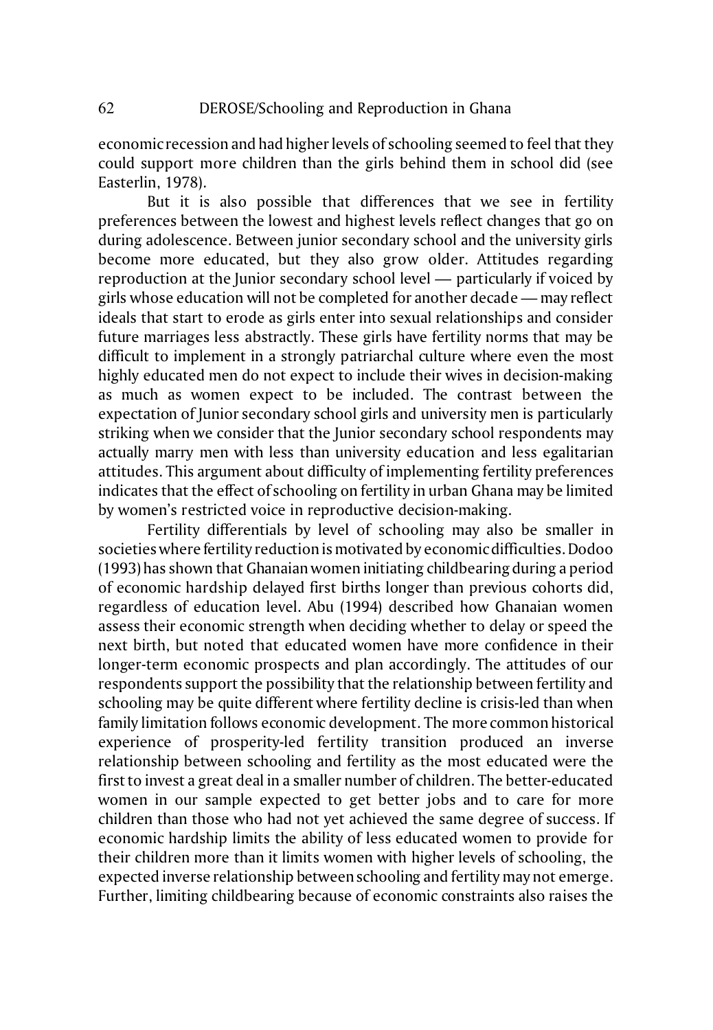economic recession and had higher levels of schooling seemed to feel that they could support more children than the girls behind them in school did (see Easterlin, 1978).

But it is also possible that differences that we see in fertility preferences between the lowest and highest levels reflect changes that go on during adolescence. Between junior secondary school and the university girls become more educated, but they also grow older. Attitudes regarding reproduction at the Junior secondary school level — particularly if voiced by girls whose education will not be completed for another decade — may reflect ideals that start to erode as girls enter into sexual relationships and consider future marriages less abstractly. These girls have fertility norms that may be difficult to implement in a strongly patriarchal culture where even the most highly educated men do not expect to include their wives in decision-making as much as women expect to be included. The contrast between the expectation of Junior secondary school girls and university men is particularly striking when we consider that the Junior secondary school respondents may actually marry men with less than university education and less egalitarian attitudes. This argument about difficulty of implementing fertility preferences indicates that the effect of schooling on fertility in urban Ghana may be limited by women's restricted voice in reproductive decision-making.

Fertility differentials by level of schooling may also be smaller in societies where fertility reduction is motivated by economic difficulties. Dodoo (1993) has shown that Ghanaian women initiating childbearing during a period of economic hardship delayed first births longer than previous cohorts did, regardless of education level. Abu (1994) described how Ghanaian women assess their economic strength when deciding whether to delay or speed the next birth, but noted that educated women have more confidence in their longer-term economic prospects and plan accordingly. The attitudes of our respondents support the possibility that the relationship between fertility and schooling may be quite different where fertility decline is crisis-led than when family limitation follows economic development. The more common historical experience of prosperity-led fertility transition produced an inverse relationship between schooling and fertility as the most educated were the first to invest a great deal in a smaller number of children. The better-educated women in our sample expected to get better jobs and to care for more children than those who had not yet achieved the same degree of success. If economic hardship limits the ability of less educated women to provide for their children more than it limits women with higher levels of schooling, the expected inverse relationship between schooling and fertility may not emerge. Further, limiting childbearing because of economic constraints also raises the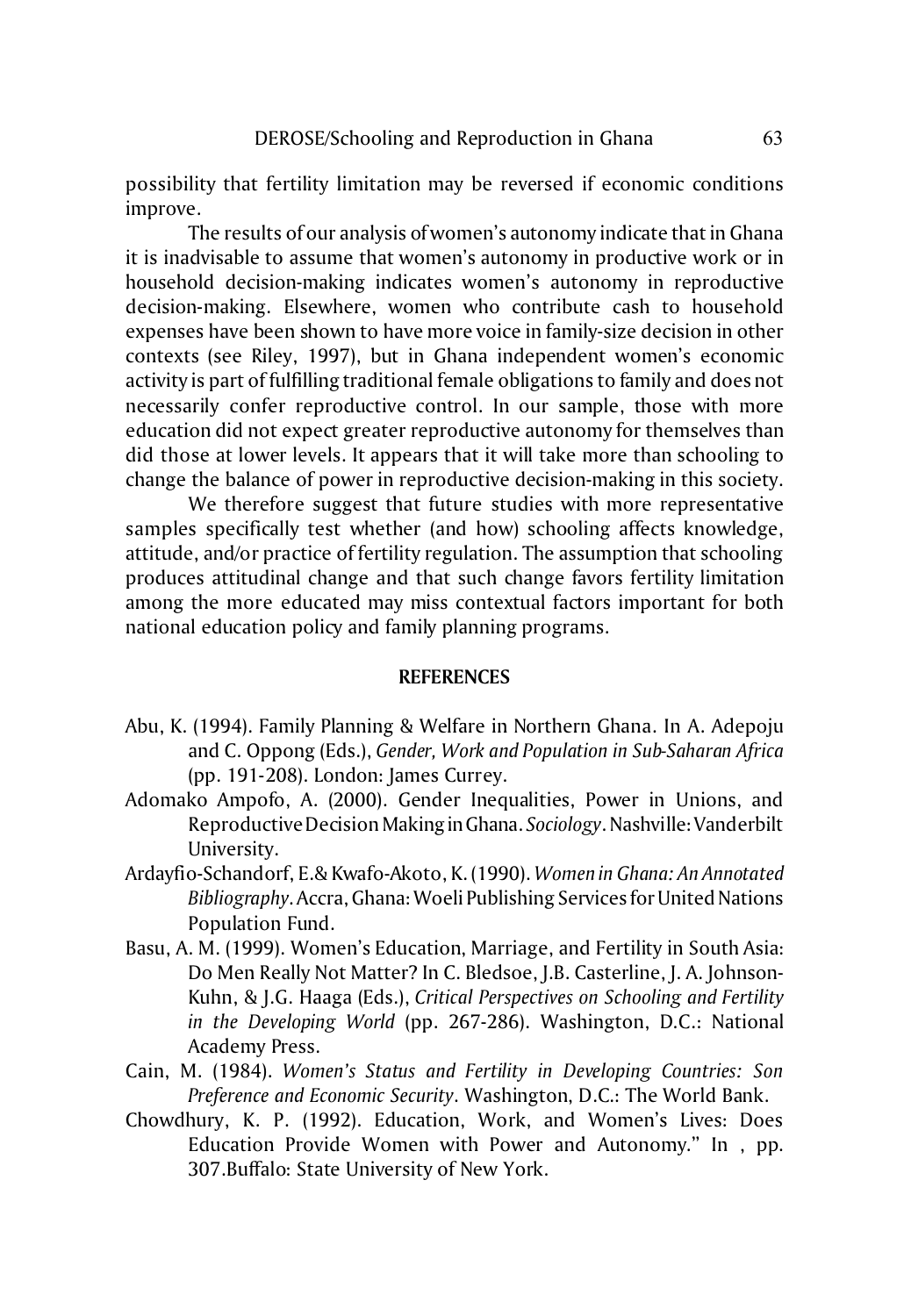possibility that fertility limitation may be reversed if economic conditions improve.

The results of our analysis of women's autonomy indicate that in Ghana it is inadvisable to assume that women's autonomy in productive work or in household decision-making indicates women's autonomy in reproductive decision-making. Elsewhere, women who contribute cash to household expenses have been shown to have more voice in family-size decision in other contexts (see Riley, 1997), but in Ghana independent women's economic activity is part of fulfilling traditional female obligations to family and does not necessarily confer reproductive control. In our sample, those with more education did not expect greater reproductive autonomy for themselves than did those at lower levels. It appears that it will take more than schooling to change the balance of power in reproductive decision-making in this society.

We therefore suggest that future studies with more representative samples specifically test whether (and how) schooling affects knowledge, attitude, and/or practice of fertility regulation. The assumption that schooling produces attitudinal change and that such change favors fertility limitation among the more educated may miss contextual factors important for both national education policy and family planning programs.

## REFERENCES

Abu, K. (1994). Family Planning & Welfare in Northern Ghana. In A. Adepoju and C. Oppong (Eds.), *Gender, Work and Population in Sub-Saharan Africa* (pp. 191-208). London: James Currey.

Adomako Ampofo, A. (2000). Gender Inequalities, Power in Unions, and Reproductive Decision Making in Ghana. *Sociology*. Nashville: Vanderbilt University.

Ardayfio-Schandorf, E.& Kwafo-Akoto, K. (1990). *Women in Ghana: An Annotated Bibliography*. Accra, Ghana: Woeli Publishing Services for United Nations Population Fund.

Basu, A. M. (1999). Women's Education, Marriage, and Fertility in South Asia: Do Men Really Not Matter? In C. Bledsoe, J.B. Casterline, J. A. Johnson-Kuhn, & J.G. Haaga (Eds.), *Critical Perspectives on Schooling and Fertility in the Developing World* (pp. 267-286). Washington, D.C.: National Academy Press.

Cain, M. (1984). *Women's Status and Fertility in Developing Countries: Son Preference and Economic Security*. Washington, D.C.: The World Bank.

Chowdhury, K. P. (1992). Education, Work, and Women's Lives: Does Education Provide Women with Power and Autonomy." In , pp. 307.Buffalo: State University of New York.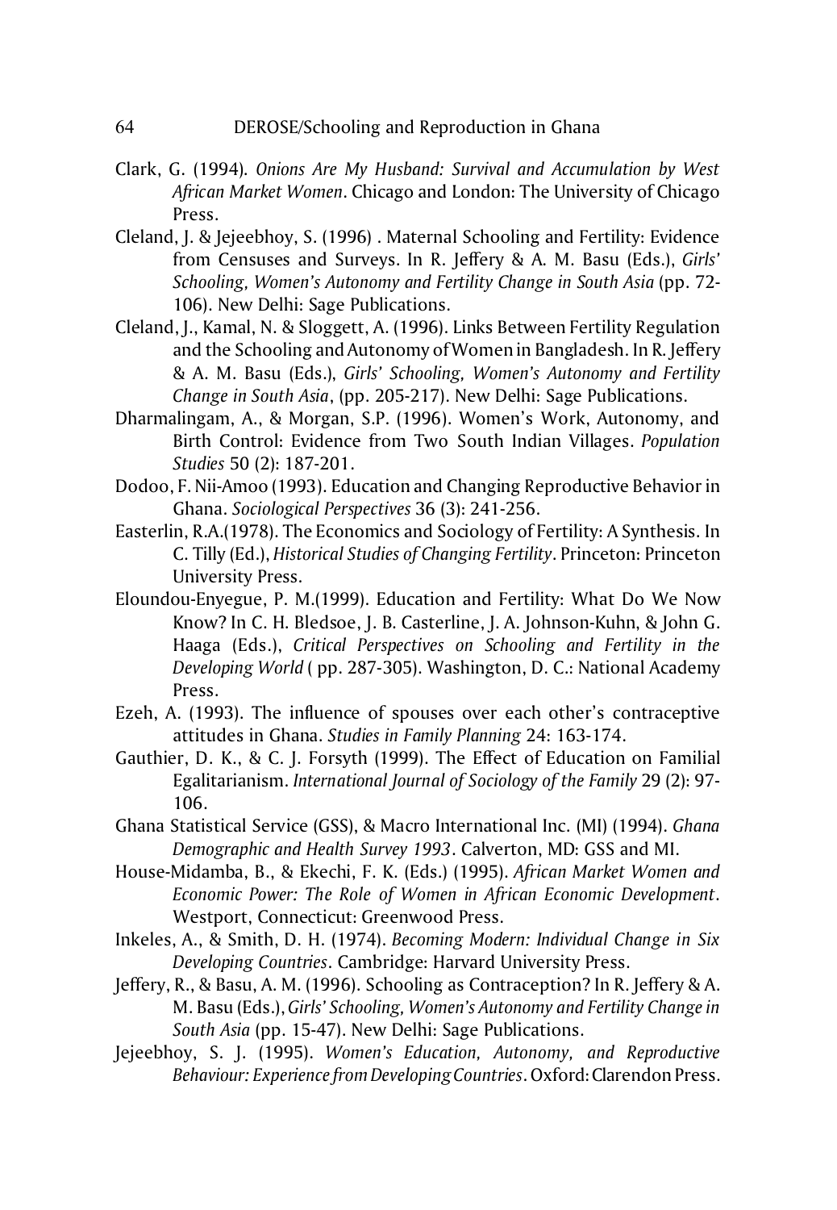Clark, G. (1994). *Onions Are My Husband: Survival and Accumulation by West African Market Women*. Chicago and London: The University of Chicago Press.

Cleland, J. & Jejeebhoy, S. (1996) . Maternal Schooling and Fertility: Evidence from Censuses and Surveys. In R. Jeffery & A. M. Basu (Eds.), *Girls' Schooling, Women's Autonomy and Fertility Change in South Asia* (pp. 72-106). New Delhi: Sage Publications.

Cleland, J., Kamal, N. & Sloggett, A. (1996). Links Between Fertility Regulation and the Schooling and Autonomy of Women in Bangladesh. In R. Jeffery & A. M. Basu (Eds.), *Girls' Schooling, Women's Autonomy and Fertility Change in South Asia*, (pp. 205-217). New Delhi: Sage Publications.

Dharmalingam, A., & Morgan, S.P. (1996). Women's Work, Autonomy, and Birth Control: Evidence from Two South Indian Villages. *Population Studies* 50 (2): 187-201.

Dodoo, F. Nii-Amoo (1993). Education and Changing Reproductive Behavior in Ghana. *Sociological Perspectives* 36 (3): 241-256.

Easterlin, R.A.(1978). The Economics and Sociology of Fertility: A Synthesis. In C. Tilly (Ed.), *Historical Studies of Changing Fertility*. Princeton: Princeton University Press.

Eloundou-Enyegue, P. M.(1999). Education and Fertility: What Do We Now Know? In C. H. Bledsoe, J. B. Casterline, J. A. Johnson-Kuhn, & John G. Haaga (Eds.), *Critical Perspectives on Schooling and Fertility in the Developing World* ( pp. 287-305). Washington, D. C.: National Academy Press.

Ezeh, A. (1993). The influence of spouses over each other's contraceptive attitudes in Ghana. *Studies in Family Planning* 24: 163-174.

Gauthier, D. K., & C. J. Forsyth (1999). The Effect of Education on Familial Egalitarianism. *International Journal of Sociology of the Family* 29 (2): 97-106.

Ghana Statistical Service (GSS), & Macro International Inc. (MI) (1994). *Ghana Demographic and Health Survey 1993*. Calverton, MD: GSS and MI.

House-Midamba, B., & Ekechi, F. K. (Eds.) (1995). *African Market Women and Economic Power: The Role of Women in African Economic Development*. Westport, Connecticut: Greenwood Press.

Inkeles, A., & Smith, D. H. (1974). *Becoming Modern: Individual Change in Six Developing Countries*. Cambridge: Harvard University Press.

Jeffery, R., & Basu, A. M. (1996). Schooling as Contraception? In R. Jeffery & A. M. Basu (Eds.), *Girls' Schooling, Women's Autonomy and Fertility Change in South Asia* (pp. 15-47). New Delhi: Sage Publications.

Jejeebhoy, S. J. (1995). *Women's Education, Autonomy, and Reproductive Behaviour: Experience from Developing Countries*. Oxford: Clarendon Press.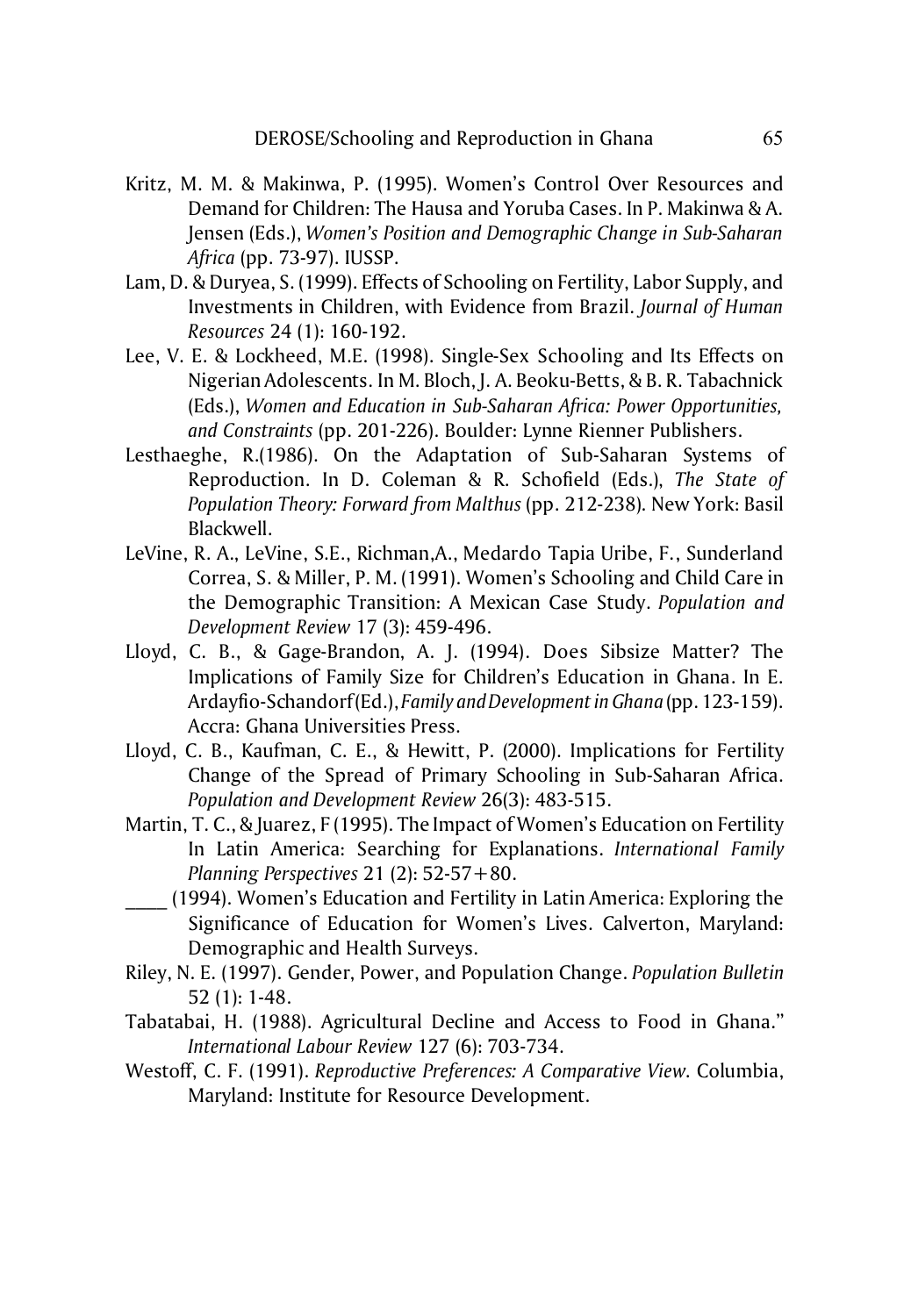Kritz, M. M. & Makinwa, P. (1995). Women's Control Over Resources and Demand for Children: The Hausa and Yoruba Cases. In P. Makinwa & A. Jensen (Eds.), *Women's Position and Demographic Change in Sub-Saharan Africa* (pp. 73-97). IUSSP.

Lam, D. & Duryea, S. (1999). Effects of Schooling on Fertility, Labor Supply, and Investments in Children, with Evidence from Brazil. *Journal of Human Resources* 24 (1): 160-192.

Lee, V. E. & Lockheed, M.E. (1998). Single-Sex Schooling and Its Effects on Nigerian Adolescents. In M. Bloch, J. A. Beoku-Betts, & B. R. Tabachnick (Eds.), *Women and Education in Sub-Saharan Africa: Power Opportunities, and Constraints* (pp. 201-226). Boulder: Lynne Rienner Publishers.

Lesthaeghe, R.(1986). On the Adaptation of Sub-Saharan Systems of Reproduction. In D. Coleman & R. Schofield (Eds.), *The State of Population Theory: Forward from Malthus* (pp. 212-238). New York: Basil Blackwell.

LeVine, R. A., LeVine, S.E., Richman,A., Medardo Tapia Uribe, F., Sunderland Correa, S. & Miller, P. M. (1991). Women's Schooling and Child Care in the Demographic Transition: A Mexican Case Study. *Population and Development Review* 17 (3): 459-496.

Lloyd, C. B., & Gage-Brandon, A. J. (1994). Does Sibsize Matter? The Implications of Family Size for Children's Education in Ghana. In E. Ardayfio-Schandorf(Ed.), *Family and Development in Ghana* (pp. 123-159). Accra: Ghana Universities Press.

Lloyd, C. B., Kaufman, C. E., & Hewitt, P. (2000). Implications for Fertility Change of the Spread of Primary Schooling in Sub-Saharan Africa. *Population and Development Review* 26(3): 483-515.

Martin, T. C., & Juarez, F (1995). The Impact of Women's Education on Fertility In Latin America: Searching for Explanations. *International Family Planning Perspectives* 21 (2): 52-57+80.

____ (1994). Women's Education and Fertility in Latin America: Exploring the Significance of Education for Women's Lives. Calverton, Maryland: Demographic and Health Surveys.

Riley, N. E. (1997). Gender, Power, and Population Change. *Population Bulletin* 52 (1): 1-48.

Tabatabai, H. (1988). Agricultural Decline and Access to Food in Ghana." *International Labour Review* 127 (6): 703-734.

Westoff, C. F. (1991). *Reproductive Preferences: A Comparative View*. Columbia, Maryland: Institute for Resource Development.